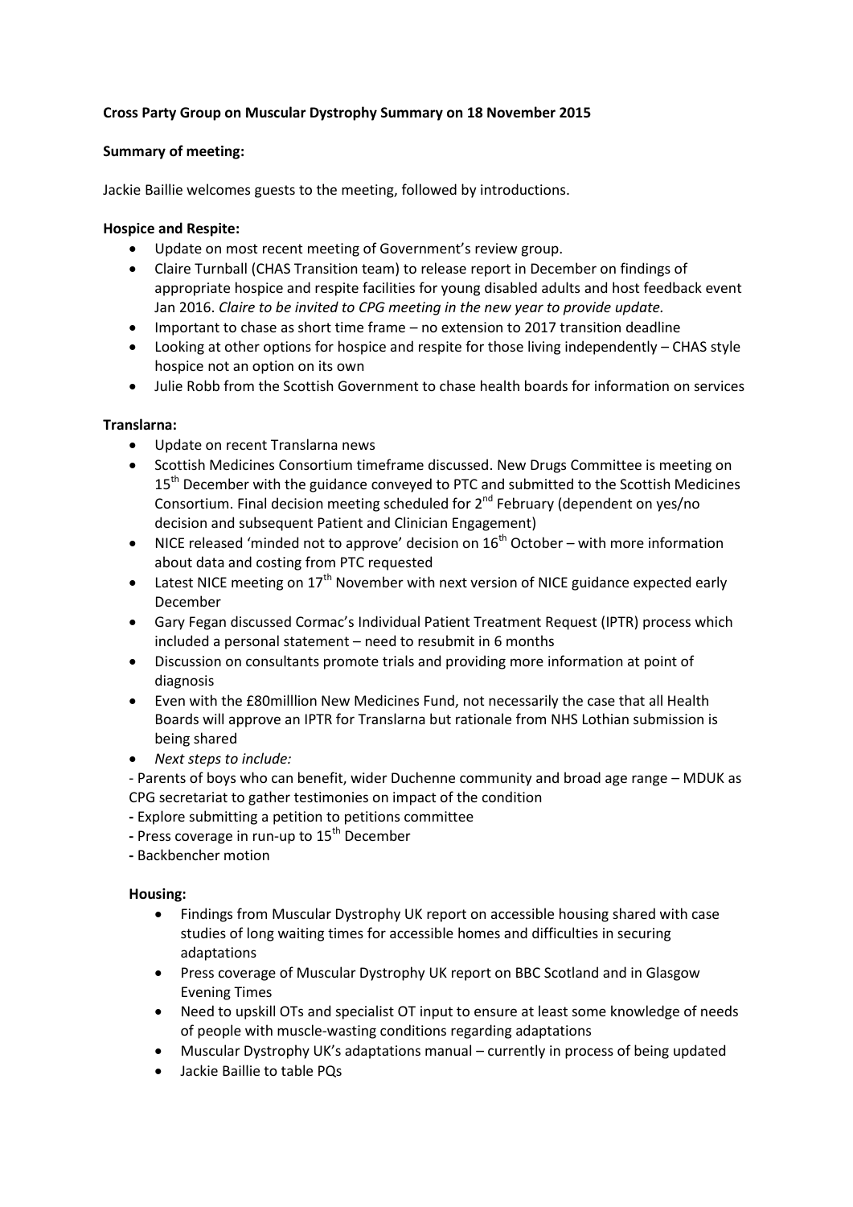**Cross Party Group on Muscular Dystrophy Summary on 18 November 2015**

**Summary of meeting:**

Jackie Baillie welcomes guests to the meeting, followed by introductions.

**Hospice and Respite:**

- Update on most recent meeting of Government's review group.
- Claire Turnball (CHAS Transition team) to release report in December on findings of appropriate hospice and respite facilities for young disabled adults and host feedback event Jan 2016. *Claire to be invited to CPG meeting in the new year to provide update.*
- Important to chase as short time frame – no extension to 2017 transition deadline
- Looking at other options for hospice and respite for those living independently – CHAS style hospice not an option on its own
- Julie Robb from the Scottish Government to chase health boards for information on services

**Translarna:**

- Update on recent Translarna news
- Scottish Medicines Consortium timeframe discussed. New Drugs Committee is meeting on 15th December with the guidance conveyed to PTC and submitted to the Scottish Medicines Consortium. Final decision meeting scheduled for 2nd February (dependent on yes/no decision and subsequent Patient and Clinician Engagement)
- NICE released 'minded not to approve' decision on 16th October – with more information about data and costing from PTC requested
- Latest NICE meeting on 17th November with next version of NICE guidance expected early December
- Gary Fegan discussed Cormac's Individual Patient Treatment Request (IPTR) process which included a personal statement – need to resubmit in 6 months
- Discussion on consultants promote trials and providing more information at point of diagnosis
- Even with the £80milllion New Medicines Fund, not necessarily the case that all Health Boards will approve an IPTR for Translarna but rationale from NHS Lothian submission is being shared
- *Next steps to include:*

- Parents of boys who can benefit, wider Duchenne community and broad age range – MDUK as CPG secretariat to gather testimonies on impact of the condition
- Explore submitting a petition to petitions committee
- Press coverage in run-up to 15th December
- Backbencher motion

**Housing:**

- Findings from Muscular Dystrophy UK report on accessible housing shared with case studies of long waiting times for accessible homes and difficulties in securing adaptations
- Press coverage of Muscular Dystrophy UK report on BBC Scotland and in Glasgow Evening Times
- Need to upskill OTs and specialist OT input to ensure at least some knowledge of needs of people with muscle-wasting conditions regarding adaptations
- Muscular Dystrophy UK's adaptations manual – currently in process of being updated
- Jackie Baillie to table PQs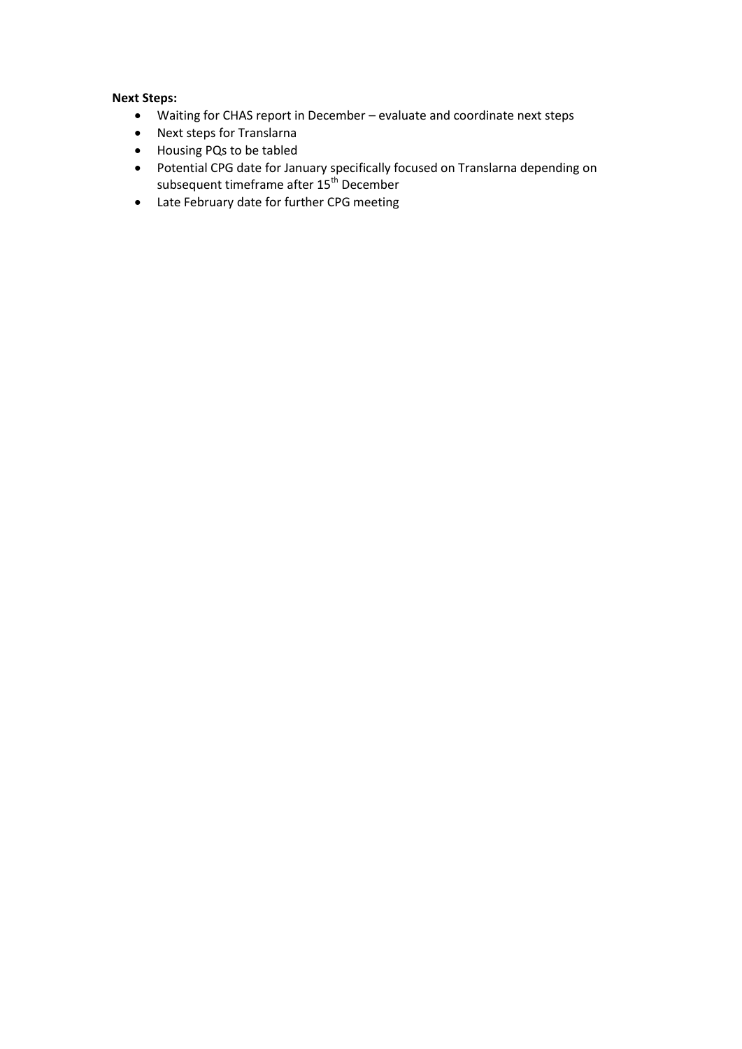**Next Steps:**

- Waiting for CHAS report in December – evaluate and coordinate next steps
- Next steps for Translarna
- Housing PQs to be tabled
- Potential CPG date for January specifically focused on Translarna depending on subsequent timeframe after 15th December
- Late February date for further CPG meeting